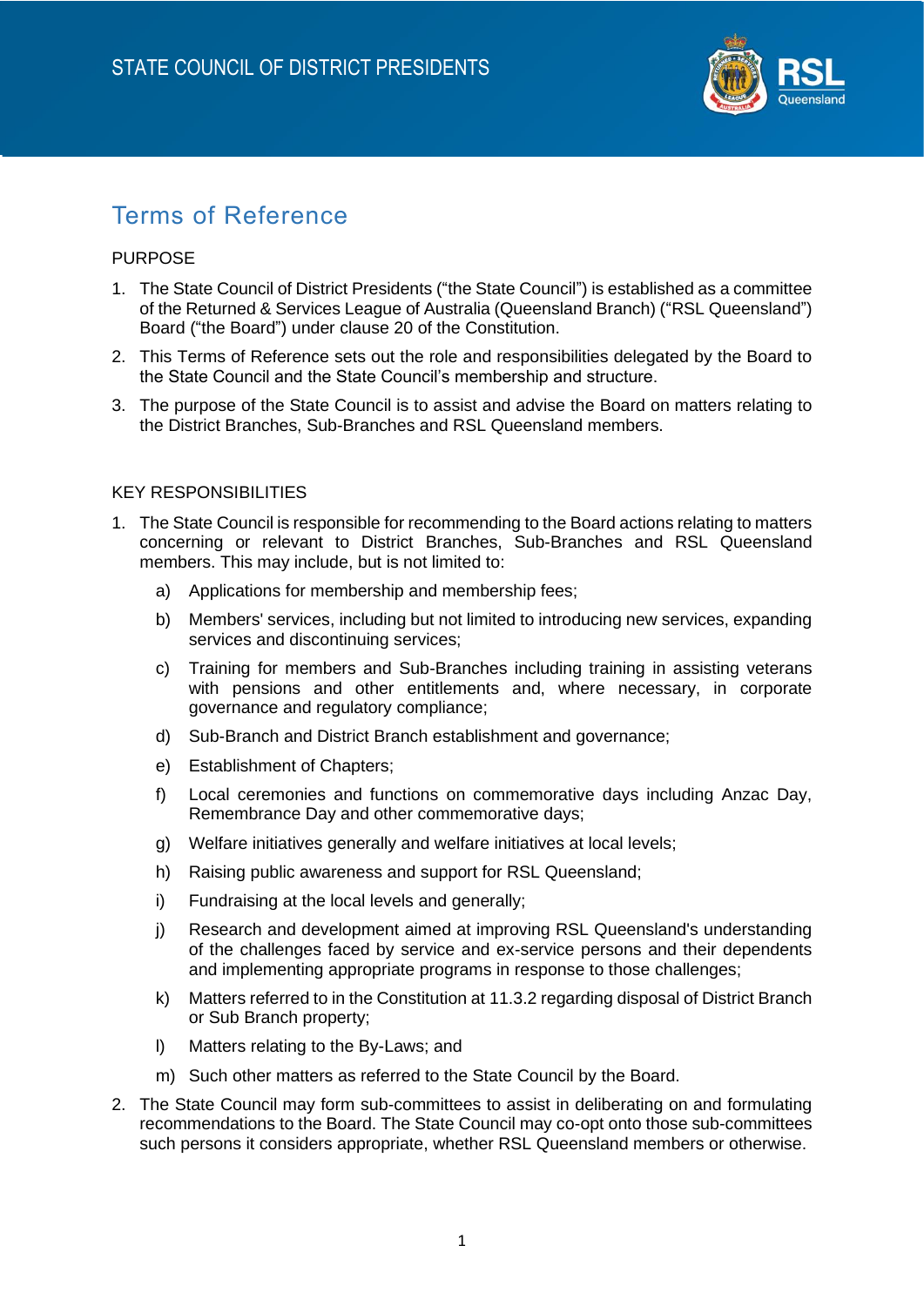# STATE COUNCIL OF DISTRICT PRESIDENTS

## Terms of Reference

### PURPOSE

1. The State Council of District Presidents ("the State Council") is established as a committee of the Returned & Services League of Australia (Queensland Branch) ("RSL Queensland") Board ("the Board") under clause 20 of the Constitution.
2. This Terms of Reference sets out the role and responsibilities delegated by the Board to the State Council and the State Council's membership and structure.
3. The purpose of the State Council is to assist and advise the Board on matters relating to the District Branches, Sub-Branches and RSL Queensland members.

### KEY RESPONSIBILITIES

1. The State Council is responsible for recommending to the Board actions relating to matters concerning or relevant to District Branches, Sub-Branches and RSL Queensland members. This may include, but is not limited to:
   a) Applications for membership and membership fees;
   b) Members' services, including but not limited to introducing new services, expanding services and discontinuing services;
   c) Training for members and Sub-Branches including training in assisting veterans with pensions and other entitlements and, where necessary, in corporate governance and regulatory compliance;
   d) Sub-Branch and District Branch establishment and governance;
   e) Establishment of Chapters;
   f) Local ceremonies and functions on commemorative days including Anzac Day, Remembrance Day and other commemorative days;
   g) Welfare initiatives generally and welfare initiatives at local levels;
   h) Raising public awareness and support for RSL Queensland;
   i) Fundraising at the local levels and generally;
   j) Research and development aimed at improving RSL Queensland's understanding of the challenges faced by service and ex-service persons and their dependents and implementing appropriate programs in response to those challenges;
   k) Matters referred to in the Constitution at 11.3.2 regarding disposal of District Branch or Sub Branch property;
   l) Matters relating to the By-Laws; and
   m) Such other matters as referred to the State Council by the Board.
2. The State Council may form sub-committees to assist in deliberating on and formulating recommendations to the Board. The State Council may co-opt onto those sub-committees such persons it considers appropriate, whether RSL Queensland members or otherwise.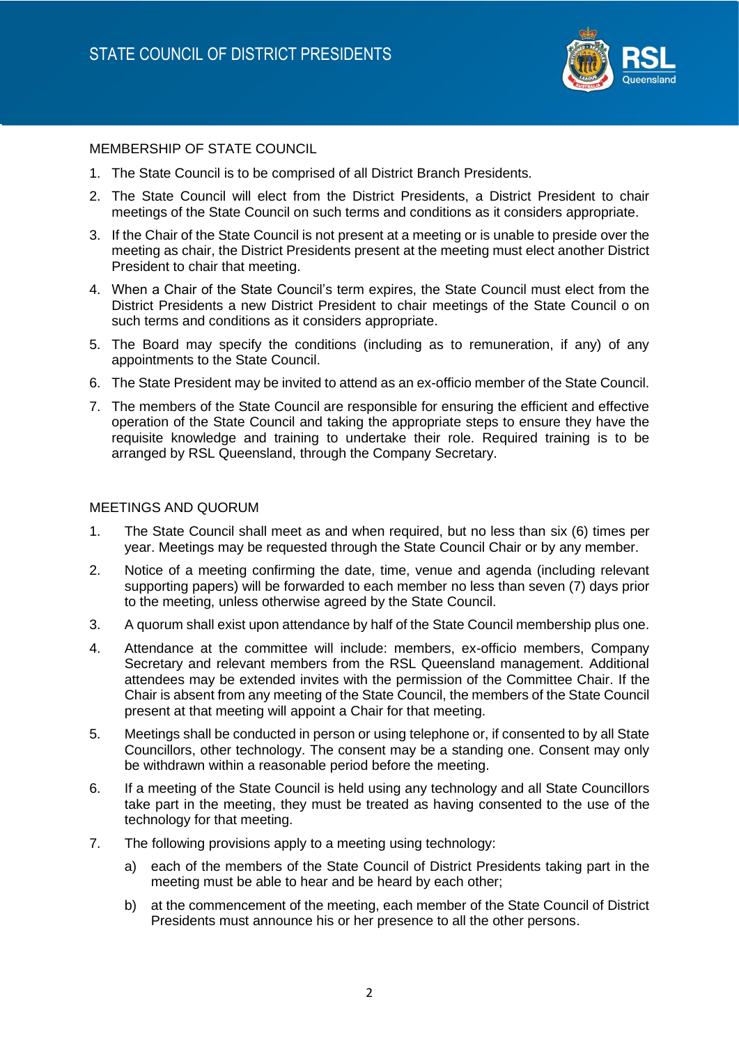MEMBERSHIP OF STATE COUNCIL

1. The State Council is to be comprised of all District Branch Presidents.
2. The State Council will elect from the District Presidents, a District President to chair meetings of the State Council on such terms and conditions as it considers appropriate.
3. If the Chair of the State Council is not present at a meeting or is unable to preside over the meeting as chair, the District Presidents present at the meeting must elect another District President to chair that meeting.
4. When a Chair of the State Council's term expires, the State Council must elect from the District Presidents a new District President to chair meetings of the State Council o on such terms and conditions as it considers appropriate.
5. The Board may specify the conditions (including as to remuneration, if any) of any appointments to the State Council.
6. The State President may be invited to attend as an ex-officio member of the State Council.
7. The members of the State Council are responsible for ensuring the efficient and effective operation of the State Council and taking the appropriate steps to ensure they have the requisite knowledge and training to undertake their role. Required training is to be arranged by RSL Queensland, through the Company Secretary.

MEETINGS AND QUORUM

1. The State Council shall meet as and when required, but no less than six (6) times per year. Meetings may be requested through the State Council Chair or by any member.
2. Notice of a meeting confirming the date, time, venue and agenda (including relevant supporting papers) will be forwarded to each member no less than seven (7) days prior to the meeting, unless otherwise agreed by the State Council.
3. A quorum shall exist upon attendance by half of the State Council membership plus one.
4. Attendance at the committee will include: members, ex-officio members, Company Secretary and relevant members from the RSL Queensland management. Additional attendees may be extended invites with the permission of the Committee Chair. If the Chair is absent from any meeting of the State Council, the members of the State Council present at that meeting will appoint a Chair for that meeting.
5. Meetings shall be conducted in person or using telephone or, if consented to by all State Councillors, other technology. The consent may be a standing one. Consent may only be withdrawn within a reasonable period before the meeting.
6. If a meeting of the State Council is held using any technology and all State Councillors take part in the meeting, they must be treated as having consented to the use of the technology for that meeting.
7. The following provisions apply to a meeting using technology:
   a) each of the members of the State Council of District Presidents taking part in the meeting must be able to hear and be heard by each other;
   b) at the commencement of the meeting, each member of the State Council of District Presidents must announce his or her presence to all the other persons.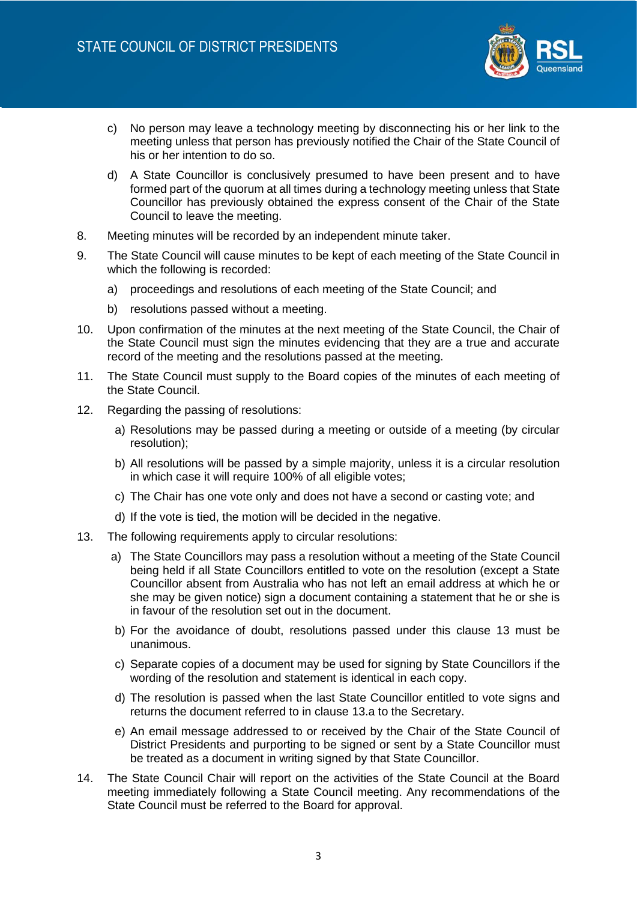c) No person may leave a technology meeting by disconnecting his or her link to the meeting unless that person has previously notified the Chair of the State Council of his or her intention to do so.

d) A State Councillor is conclusively presumed to have been present and to have formed part of the quorum at all times during a technology meeting unless that State Councillor has previously obtained the express consent of the Chair of the State Council to leave the meeting.

8. Meeting minutes will be recorded by an independent minute taker.

9. The State Council will cause minutes to be kept of each meeting of the State Council in which the following is recorded:

   a) proceedings and resolutions of each meeting of the State Council; and

   b) resolutions passed without a meeting.

10. Upon confirmation of the minutes at the next meeting of the State Council, the Chair of the State Council must sign the minutes evidencing that they are a true and accurate record of the meeting and the resolutions passed at the meeting.

11. The State Council must supply to the Board copies of the minutes of each meeting of the State Council.

12. Regarding the passing of resolutions:

   a) Resolutions may be passed during a meeting or outside of a meeting (by circular resolution);

   b) All resolutions will be passed by a simple majority, unless it is a circular resolution in which case it will require 100% of all eligible votes;

   c) The Chair has one vote only and does not have a second or casting vote; and

   d) If the vote is tied, the motion will be decided in the negative.

13. The following requirements apply to circular resolutions:

   a) The State Councillors may pass a resolution without a meeting of the State Council being held if all State Councillors entitled to vote on the resolution (except a State Councillor absent from Australia who has not left an email address at which he or she may be given notice) sign a document containing a statement that he or she is in favour of the resolution set out in the document.

   b) For the avoidance of doubt, resolutions passed under this clause 13 must be unanimous.

   c) Separate copies of a document may be used for signing by State Councillors if the wording of the resolution and statement is identical in each copy.

   d) The resolution is passed when the last State Councillor entitled to vote signs and returns the document referred to in clause 13.a to the Secretary.

   e) An email message addressed to or received by the Chair of the State Council of District Presidents and purporting to be signed or sent by a State Councillor must be treated as a document in writing signed by that State Councillor.

14. The State Council Chair will report on the activities of the State Council at the Board meeting immediately following a State Council meeting. Any recommendations of the State Council must be referred to the Board for approval.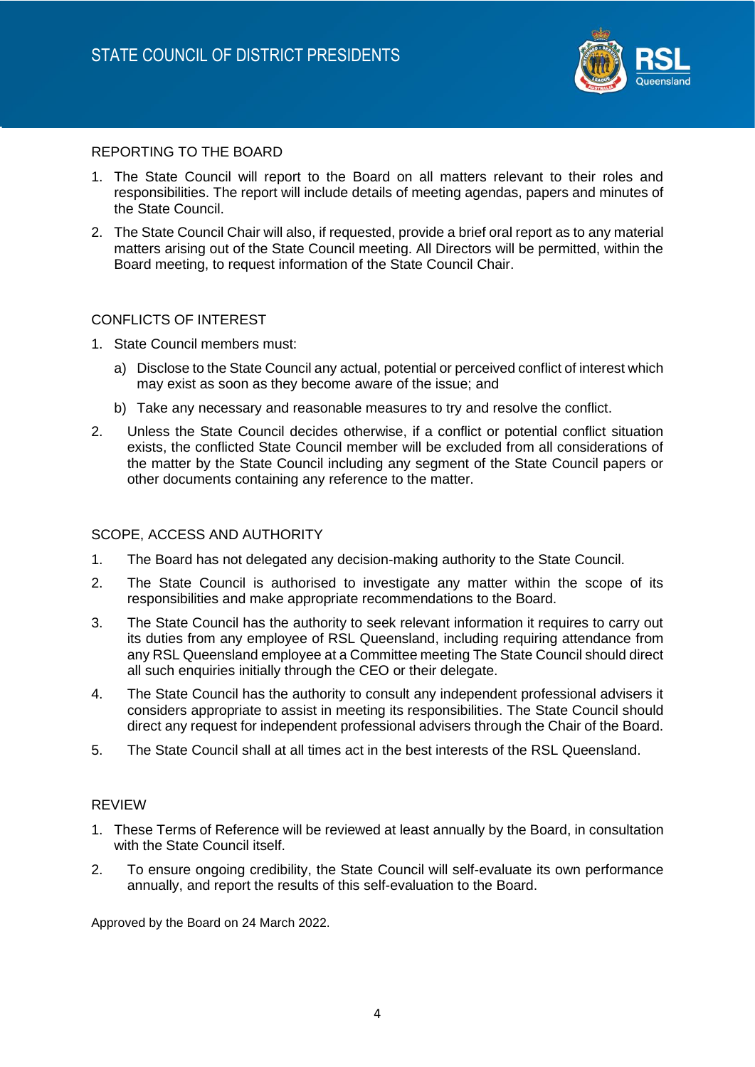## REPORTING TO THE BOARD

1. The State Council will report to the Board on all matters relevant to their roles and responsibilities. The report will include details of meeting agendas, papers and minutes of the State Council.
2. The State Council Chair will also, if requested, provide a brief oral report as to any material matters arising out of the State Council meeting. All Directors will be permitted, within the Board meeting, to request information of the State Council Chair.

## CONFLICTS OF INTEREST

1. State Council members must:
   a) Disclose to the State Council any actual, potential or perceived conflict of interest which may exist as soon as they become aware of the issue; and
   b) Take any necessary and reasonable measures to try and resolve the conflict.
2. Unless the State Council decides otherwise, if a conflict or potential conflict situation exists, the conflicted State Council member will be excluded from all considerations of the matter by the State Council including any segment of the State Council papers or other documents containing any reference to the matter.

## SCOPE, ACCESS AND AUTHORITY

1. The Board has not delegated any decision-making authority to the State Council.
2. The State Council is authorised to investigate any matter within the scope of its responsibilities and make appropriate recommendations to the Board.
3. The State Council has the authority to seek relevant information it requires to carry out its duties from any employee of RSL Queensland, including requiring attendance from any RSL Queensland employee at a Committee meeting The State Council should direct all such enquiries initially through the CEO or their delegate.
4. The State Council has the authority to consult any independent professional advisers it considers appropriate to assist in meeting its responsibilities. The State Council should direct any request for independent professional advisers through the Chair of the Board.
5. The State Council shall at all times act in the best interests of the RSL Queensland.

## REVIEW

1. These Terms of Reference will be reviewed at least annually by the Board, in consultation with the State Council itself.
2. To ensure ongoing credibility, the State Council will self-evaluate its own performance annually, and report the results of this self-evaluation to the Board.

Approved by the Board on 24 March 2022.